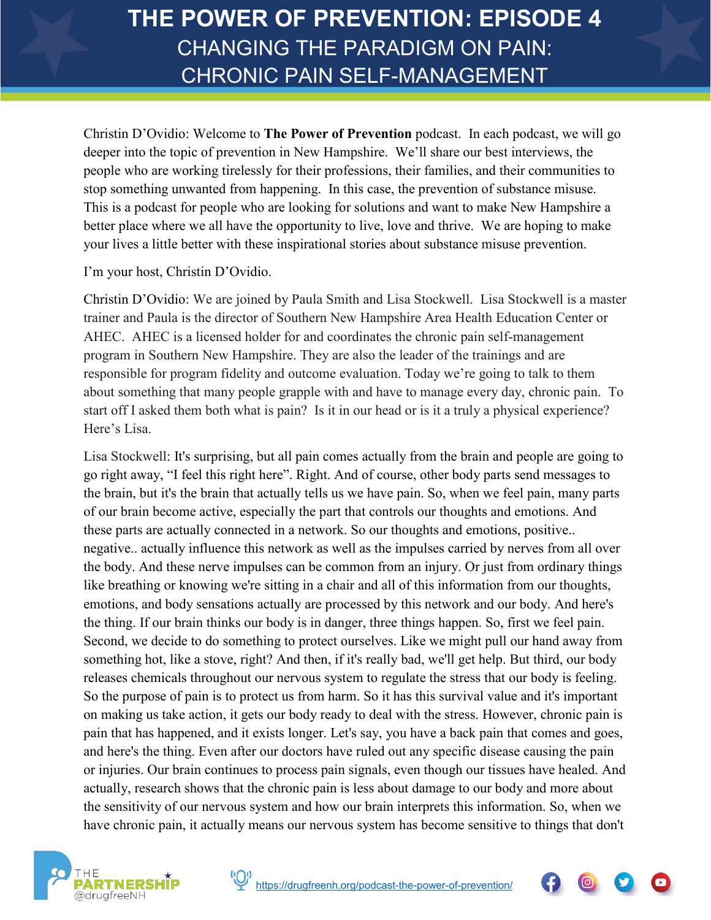# THE POWER OF PREVENTION: EPISODE 4

## CHANGING THE PARADIGM ON PAIN: CHRONIC PAIN SELF-MANAGEMENT

Christin D'Ovidio: Welcome to **The Power of Prevention** podcast. In each podcast, we will go deeper into the topic of prevention in New Hampshire. We'll share our best interviews, the people who are working tirelessly for their professions, their families, and their communities to stop something unwanted from happening. In this case, the prevention of substance misuse. This is a podcast for people who are looking for solutions and want to make New Hampshire a better place where we all have the opportunity to live, love and thrive. We are hoping to make your lives a little better with these inspirational stories about substance misuse prevention.

I'm your host, Christin D'Ovidio.

Christin D'Ovidio: We are joined by Paula Smith and Lisa Stockwell. Lisa Stockwell is a master trainer and Paula is the director of Southern New Hampshire Area Health Education Center or AHEC. AHEC is a licensed holder for and coordinates the chronic pain self-management program in Southern New Hampshire. They are also the leader of the trainings and are responsible for program fidelity and outcome evaluation. Today we're going to talk to them about something that many people grapple with and have to manage every day, chronic pain. To start off I asked them both what is pain? Is it in our head or is it a truly a physical experience? Here's Lisa.

Lisa Stockwell: It's surprising, but all pain comes actually from the brain and people are going to go right away, "I feel this right here". Right. And of course, other body parts send messages to the brain, but it's the brain that actually tells us we have pain. So, when we feel pain, many parts of our brain become active, especially the part that controls our thoughts and emotions. And these parts are actually connected in a network. So our thoughts and emotions, positive.. negative.. actually influence this network as well as the impulses carried by nerves from all over the body. And these nerve impulses can be common from an injury. Or just from ordinary things like breathing or knowing we're sitting in a chair and all of this information from our thoughts, emotions, and body sensations actually are processed by this network and our body. And here's the thing. If our brain thinks our body is in danger, three things happen. So, first we feel pain. Second, we decide to do something to protect ourselves. Like we might pull our hand away from something hot, like a stove, right? And then, if it's really bad, we'll get help. But third, our body releases chemicals throughout our nervous system to regulate the stress that our body is feeling. So the purpose of pain is to protect us from harm. So it has this survival value and it's important on making us take action, it gets our body ready to deal with the stress. However, chronic pain is pain that has happened, and it exists longer. Let's say, you have a back pain that comes and goes, and here's the thing. Even after our doctors have ruled out any specific disease causing the pain or injuries. Our brain continues to process pain signals, even though our tissues have healed. And actually, research shows that the chronic pain is less about damage to our body and more about the sensitivity of our nervous system and how our brain interprets this information. So, when we have chronic pain, it actually means our nervous system has become sensitive to things that don't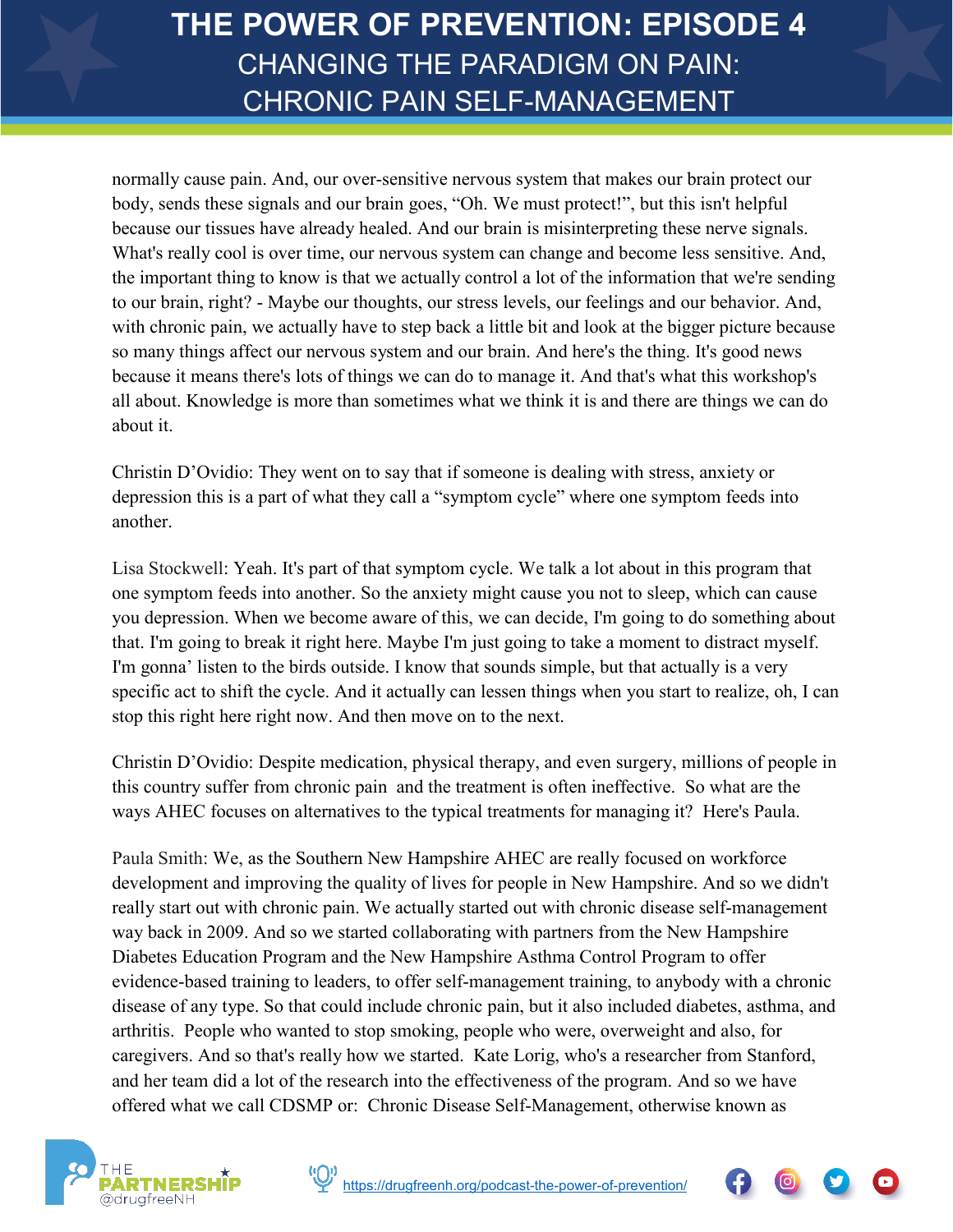normally cause pain. And, our over-sensitive nervous system that makes our brain protect our body, sends these signals and our brain goes, "Oh. We must protect!", but this isn't helpful because our tissues have already healed. And our brain is misinterpreting these nerve signals. What's really cool is over time, our nervous system can change and become less sensitive. And, the important thing to know is that we actually control a lot of the information that we're sending to our brain, right? - Maybe our thoughts, our stress levels, our feelings and our behavior. And, with chronic pain, we actually have to step back a little bit and look at the bigger picture because so many things affect our nervous system and our brain. And here's the thing. It's good news because it means there's lots of things we can do to manage it. And that's what this workshop's all about. Knowledge is more than sometimes what we think it is and there are things we can do about it.

Christin D'Ovidio: They went on to say that if someone is dealing with stress, anxiety or depression this is a part of what they call a "symptom cycle" where one symptom feeds into another.

Lisa Stockwell: Yeah. It's part of that symptom cycle. We talk a lot about in this program that one symptom feeds into another. So the anxiety might cause you not to sleep, which can cause you depression. When we become aware of this, we can decide, I'm going to do something about that. I'm going to break it right here. Maybe I'm just going to take a moment to distract myself. I'm gonna' listen to the birds outside. I know that sounds simple, but that actually is a very specific act to shift the cycle. And it actually can lessen things when you start to realize, oh, I can stop this right here right now. And then move on to the next.

Christin D'Ovidio: Despite medication, physical therapy, and even surgery, millions of people in this country suffer from chronic pain and the treatment is often ineffective. So what are the ways AHEC focuses on alternatives to the typical treatments for managing it? Here's Paula.

Paula Smith: We, as the Southern New Hampshire AHEC are really focused on workforce development and improving the quality of lives for people in New Hampshire. And so we didn't really start out with chronic pain. We actually started out with chronic disease self-management way back in 2009. And so we started collaborating with partners from the New Hampshire Diabetes Education Program and the New Hampshire Asthma Control Program to offer evidence-based training to leaders, to offer self-management training, to anybody with a chronic disease of any type. So that could include chronic pain, but it also included diabetes, asthma, and arthritis. People who wanted to stop smoking, people who were, overweight and also, for caregivers. And so that's really how we started. Kate Lorig, who's a researcher from Stanford, and her team did a lot of the research into the effectiveness of the program. And so we have offered what we call CDSMP or: Chronic Disease Self-Management, otherwise known as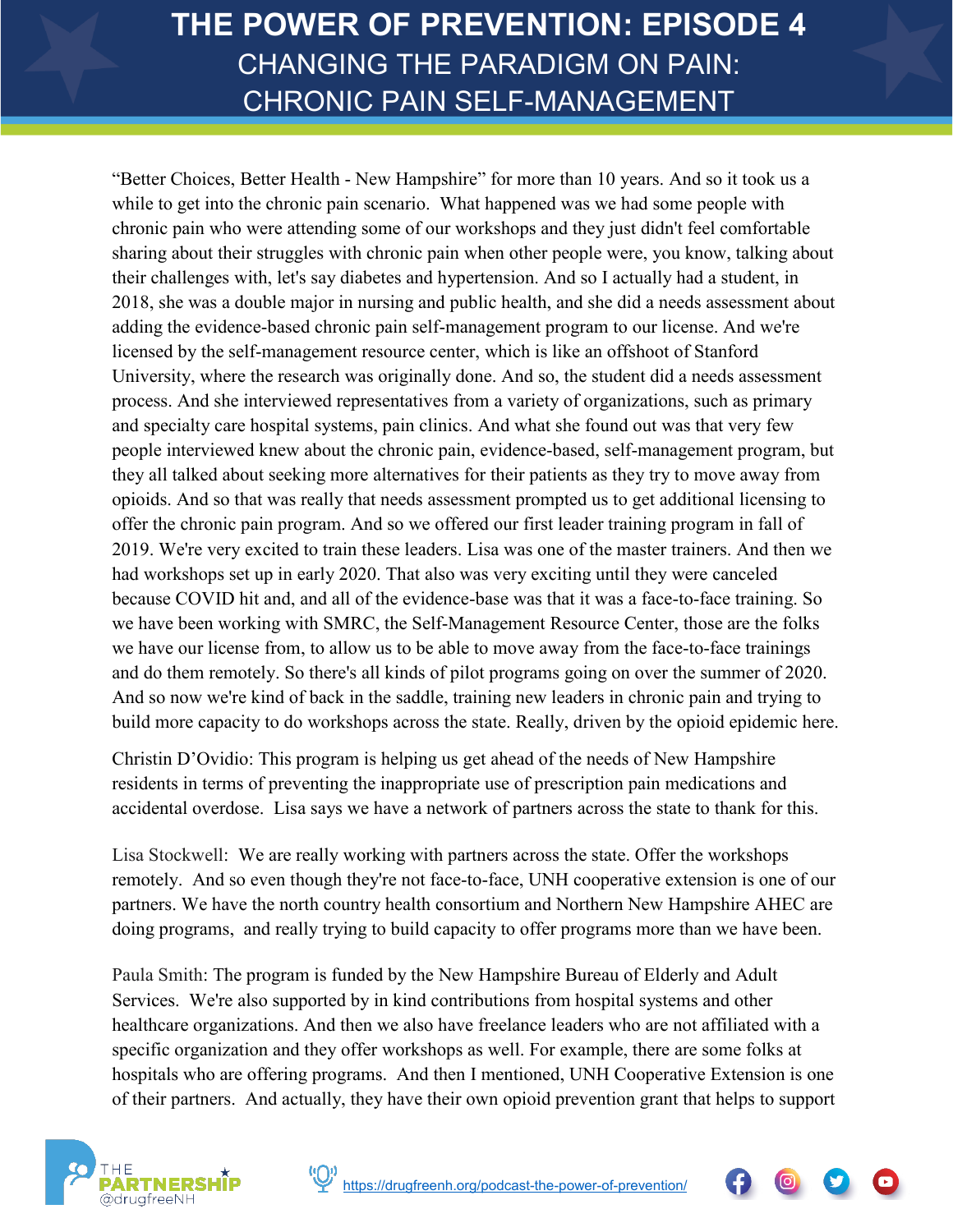"Better Choices, Better Health - New Hampshire" for more than 10 years. And so it took us a while to get into the chronic pain scenario. What happened was we had some people with chronic pain who were attending some of our workshops and they just didn't feel comfortable sharing about their struggles with chronic pain when other people were, you know, talking about their challenges with, let's say diabetes and hypertension. And so I actually had a student, in 2018, she was a double major in nursing and public health, and she did a needs assessment about adding the evidence-based chronic pain self-management program to our license. And we're licensed by the self-management resource center, which is like an offshoot of Stanford University, where the research was originally done. And so, the student did a needs assessment process. And she interviewed representatives from a variety of organizations, such as primary and specialty care hospital systems, pain clinics. And what she found out was that very few people interviewed knew about the chronic pain, evidence-based, self-management program, but they all talked about seeking more alternatives for their patients as they try to move away from opioids. And so that was really that needs assessment prompted us to get additional licensing to offer the chronic pain program. And so we offered our first leader training program in fall of 2019. We're very excited to train these leaders. Lisa was one of the master trainers. And then we had workshops set up in early 2020. That also was very exciting until they were canceled because COVID hit and, and all of the evidence-base was that it was a face-to-face training. So we have been working with SMRC, the Self-Management Resource Center, those are the folks we have our license from, to allow us to be able to move away from the face-to-face trainings and do them remotely. So there's all kinds of pilot programs going on over the summer of 2020. And so now we're kind of back in the saddle, training new leaders in chronic pain and trying to build more capacity to do workshops across the state. Really, driven by the opioid epidemic here.

Christin D'Ovidio: This program is helping us get ahead of the needs of New Hampshire residents in terms of preventing the inappropriate use of prescription pain medications and accidental overdose. Lisa says we have a network of partners across the state to thank for this.

Lisa Stockwell: We are really working with partners across the state. Offer the workshops remotely. And so even though they're not face-to-face, UNH cooperative extension is one of our partners. We have the north country health consortium and Northern New Hampshire AHEC are doing programs, and really trying to build capacity to offer programs more than we have been.

Paula Smith: The program is funded by the New Hampshire Bureau of Elderly and Adult Services. We're also supported by in kind contributions from hospital systems and other healthcare organizations. And then we also have freelance leaders who are not affiliated with a specific organization and they offer workshops as well. For example, there are some folks at hospitals who are offering programs. And then I mentioned, UNH Cooperative Extension is one of their partners. And actually, they have their own opioid prevention grant that helps to support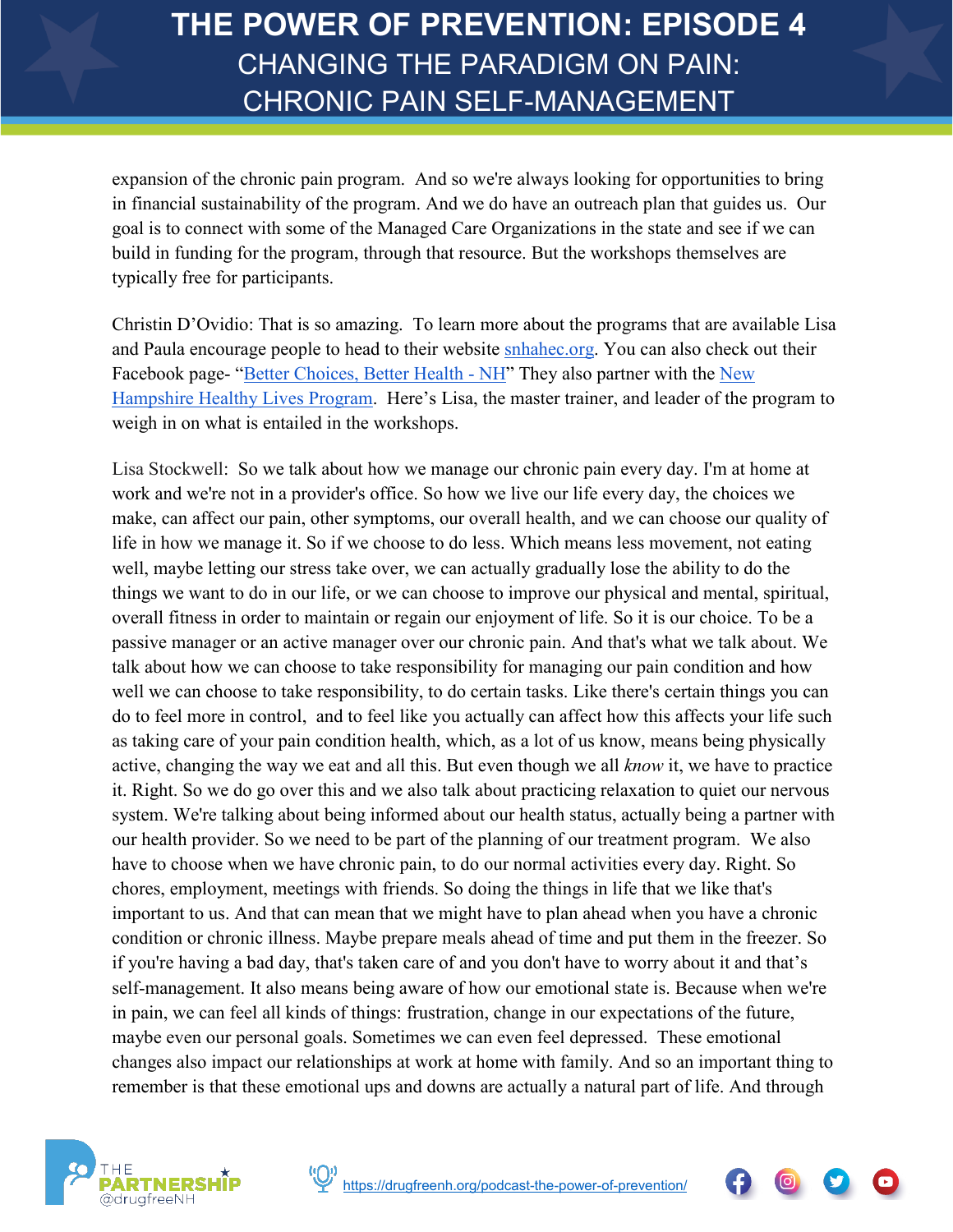expansion of the chronic pain program. And so we're always looking for opportunities to bring in financial sustainability of the program. And we do have an outreach plan that guides us. Our goal is to connect with some of the Managed Care Organizations in the state and see if we can build in funding for the program, through that resource. But the workshops themselves are typically free for participants.

Christin D'Ovidio: That is so amazing. To learn more about the programs that are available Lisa and Paula encourage people to head to their website [snhahec.org](snhahec.org). You can also check out their Facebook page- "[Better Choices, Better Health - NH]()" They also partner with the [New Hampshire Healthy Lives Program](). Here's Lisa, the master trainer, and leader of the program to weigh in on what is entailed in the workshops.

Lisa Stockwell: So we talk about how we manage our chronic pain every day. I'm at home at work and we're not in a provider's office. So how we live our life every day, the choices we make, can affect our pain, other symptoms, our overall health, and we can choose our quality of life in how we manage it. So if we choose to do less. Which means less movement, not eating well, maybe letting our stress take over, we can actually gradually lose the ability to do the things we want to do in our life, or we can choose to improve our physical and mental, spiritual, overall fitness in order to maintain or regain our enjoyment of life. So it is our choice. To be a passive manager or an active manager over our chronic pain. And that's what we talk about. We talk about how we can choose to take responsibility for managing our pain condition and how well we can choose to take responsibility, to do certain tasks. Like there's certain things you can do to feel more in control, and to feel like you actually can affect how this affects your life such as taking care of your pain condition health, which, as a lot of us know, means being physically active, changing the way we eat and all this. But even though we all *know* it, we have to practice it. Right. So we do go over this and we also talk about practicing relaxation to quiet our nervous system. We're talking about being informed about our health status, actually being a partner with our health provider. So we need to be part of the planning of our treatment program. We also have to choose when we have chronic pain, to do our normal activities every day. Right. So chores, employment, meetings with friends. So doing the things in life that we like that's important to us. And that can mean that we might have to plan ahead when you have a chronic condition or chronic illness. Maybe prepare meals ahead of time and put them in the freezer. So if you're having a bad day, that's taken care of and you don't have to worry about it and that's self-management. It also means being aware of how our emotional state is. Because when we're in pain, we can feel all kinds of things: frustration, change in our expectations of the future, maybe even our personal goals. Sometimes we can even feel depressed. These emotional changes also impact our relationships at work at home with family. And so an important thing to remember is that these emotional ups and downs are actually a natural part of life. And through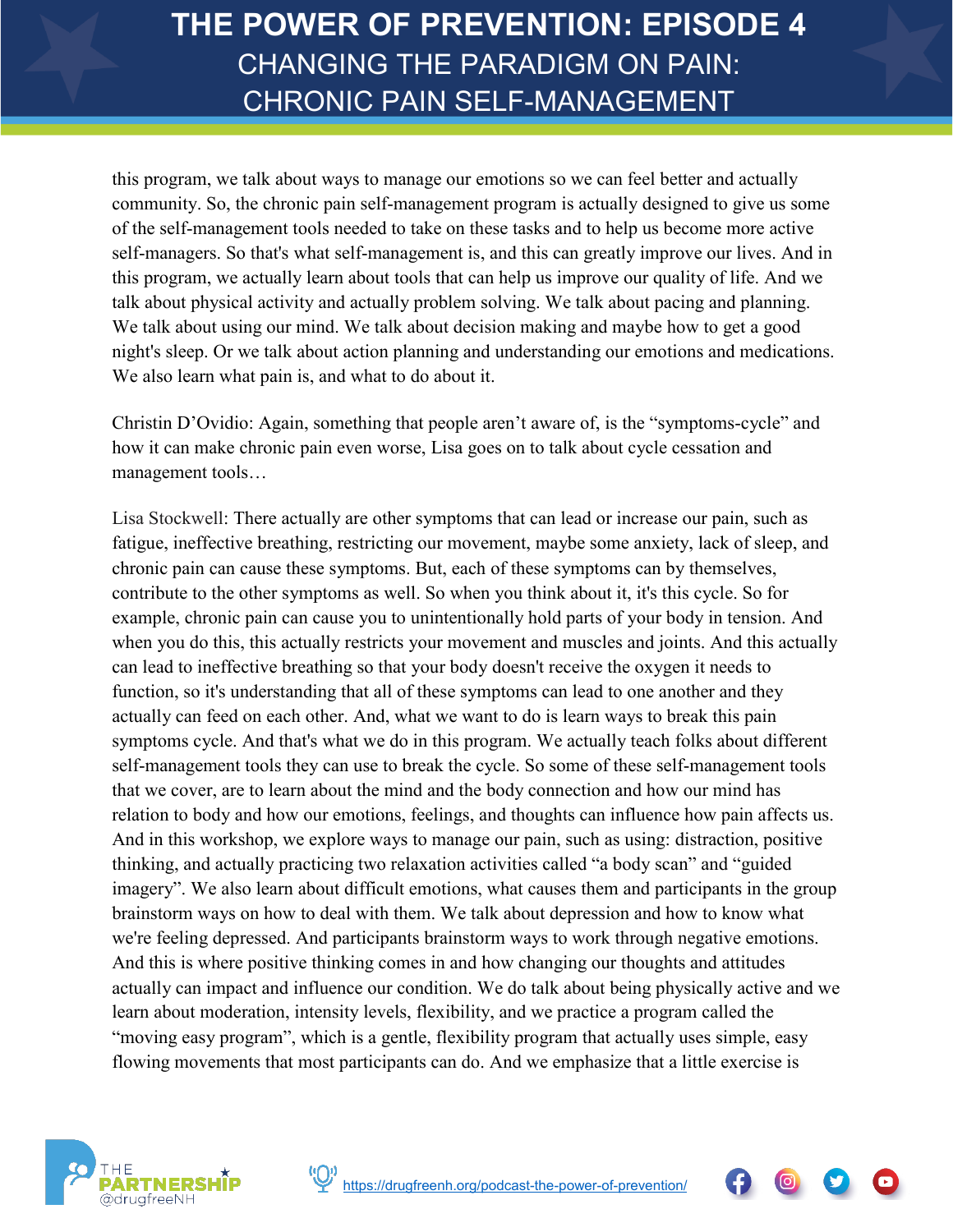this program, we talk about ways to manage our emotions so we can feel better and actually community. So, the chronic pain self-management program is actually designed to give us some of the self-management tools needed to take on these tasks and to help us become more active self-managers. So that's what self-management is, and this can greatly improve our lives. And in this program, we actually learn about tools that can help us improve our quality of life. And we talk about physical activity and actually problem solving. We talk about pacing and planning. We talk about using our mind. We talk about decision making and maybe how to get a good night's sleep. Or we talk about action planning and understanding our emotions and medications. We also learn what pain is, and what to do about it.

Christin D'Ovidio: Again, something that people aren't aware of, is the "symptoms-cycle" and how it can make chronic pain even worse, Lisa goes on to talk about cycle cessation and management tools…

Lisa Stockwell: There actually are other symptoms that can lead or increase our pain, such as fatigue, ineffective breathing, restricting our movement, maybe some anxiety, lack of sleep, and chronic pain can cause these symptoms. But, each of these symptoms can by themselves, contribute to the other symptoms as well. So when you think about it, it's this cycle. So for example, chronic pain can cause you to unintentionally hold parts of your body in tension. And when you do this, this actually restricts your movement and muscles and joints. And this actually can lead to ineffective breathing so that your body doesn't receive the oxygen it needs to function, so it's understanding that all of these symptoms can lead to one another and they actually can feed on each other. And, what we want to do is learn ways to break this pain symptoms cycle. And that's what we do in this program. We actually teach folks about different self-management tools they can use to break the cycle. So some of these self-management tools that we cover, are to learn about the mind and the body connection and how our mind has relation to body and how our emotions, feelings, and thoughts can influence how pain affects us. And in this workshop, we explore ways to manage our pain, such as using: distraction, positive thinking, and actually practicing two relaxation activities called "a body scan" and "guided imagery". We also learn about difficult emotions, what causes them and participants in the group brainstorm ways on how to deal with them. We talk about depression and how to know what we're feeling depressed. And participants brainstorm ways to work through negative emotions. And this is where positive thinking comes in and how changing our thoughts and attitudes actually can impact and influence our condition. We do talk about being physically active and we learn about moderation, intensity levels, flexibility, and we practice a program called the "moving easy program", which is a gentle, flexibility program that actually uses simple, easy flowing movements that most participants can do. And we emphasize that a little exercise is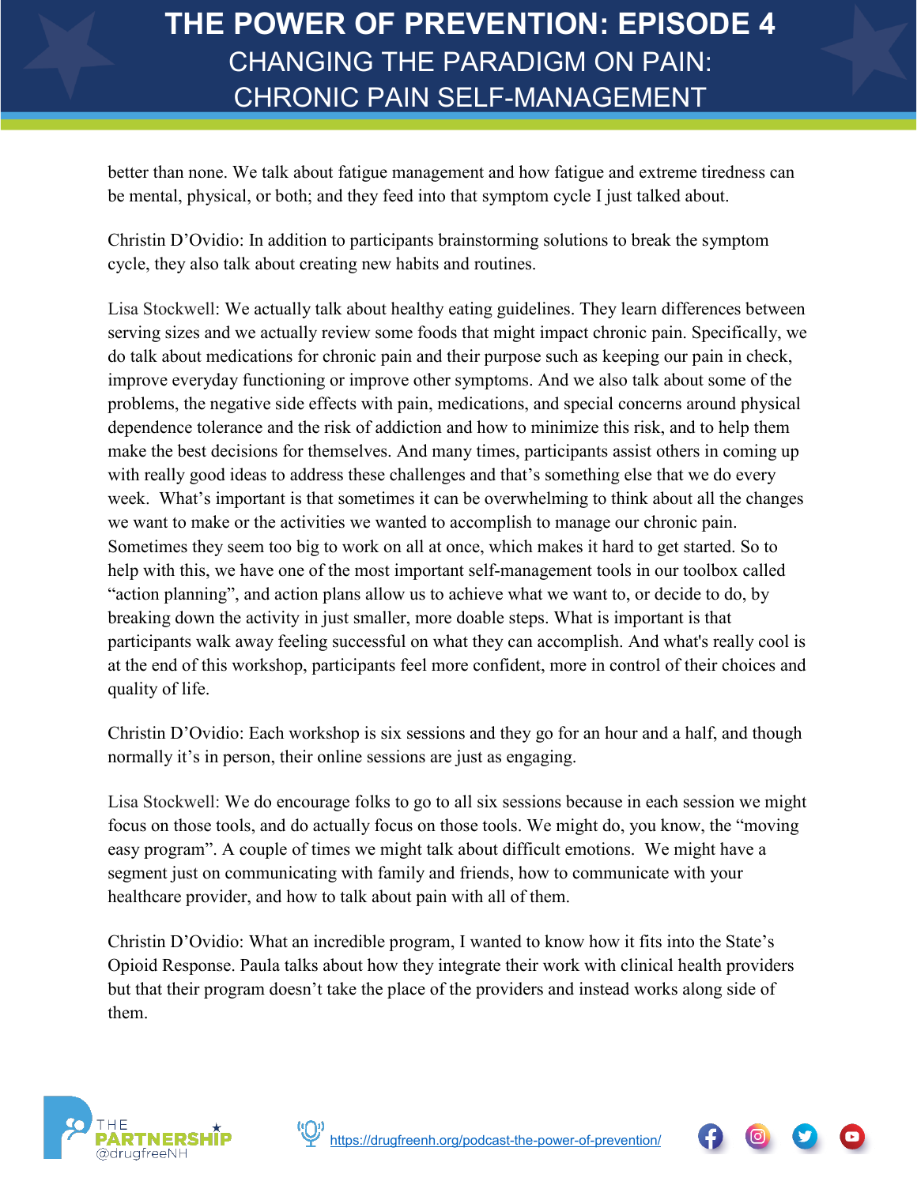better than none. We talk about fatigue management and how fatigue and extreme tiredness can be mental, physical, or both; and they feed into that symptom cycle I just talked about.

Christin D'Ovidio: In addition to participants brainstorming solutions to break the symptom cycle, they also talk about creating new habits and routines.

Lisa Stockwell: We actually talk about healthy eating guidelines. They learn differences between serving sizes and we actually review some foods that might impact chronic pain. Specifically, we do talk about medications for chronic pain and their purpose such as keeping our pain in check, improve everyday functioning or improve other symptoms. And we also talk about some of the problems, the negative side effects with pain, medications, and special concerns around physical dependence tolerance and the risk of addiction and how to minimize this risk, and to help them make the best decisions for themselves. And many times, participants assist others in coming up with really good ideas to address these challenges and that's something else that we do every week. What's important is that sometimes it can be overwhelming to think about all the changes we want to make or the activities we wanted to accomplish to manage our chronic pain. Sometimes they seem too big to work on all at once, which makes it hard to get started. So to help with this, we have one of the most important self-management tools in our toolbox called "action planning", and action plans allow us to achieve what we want to, or decide to do, by breaking down the activity in just smaller, more doable steps. What is important is that participants walk away feeling successful on what they can accomplish. And what's really cool is at the end of this workshop, participants feel more confident, more in control of their choices and quality of life.

Christin D'Ovidio: Each workshop is six sessions and they go for an hour and a half, and though normally it's in person, their online sessions are just as engaging.

Lisa Stockwell: We do encourage folks to go to all six sessions because in each session we might focus on those tools, and do actually focus on those tools. We might do, you know, the "moving easy program". A couple of times we might talk about difficult emotions. We might have a segment just on communicating with family and friends, how to communicate with your healthcare provider, and how to talk about pain with all of them.

Christin D'Ovidio: What an incredible program, I wanted to know how it fits into the State's Opioid Response. Paula talks about how they integrate their work with clinical health providers but that their program doesn't take the place of the providers and instead works along side of them.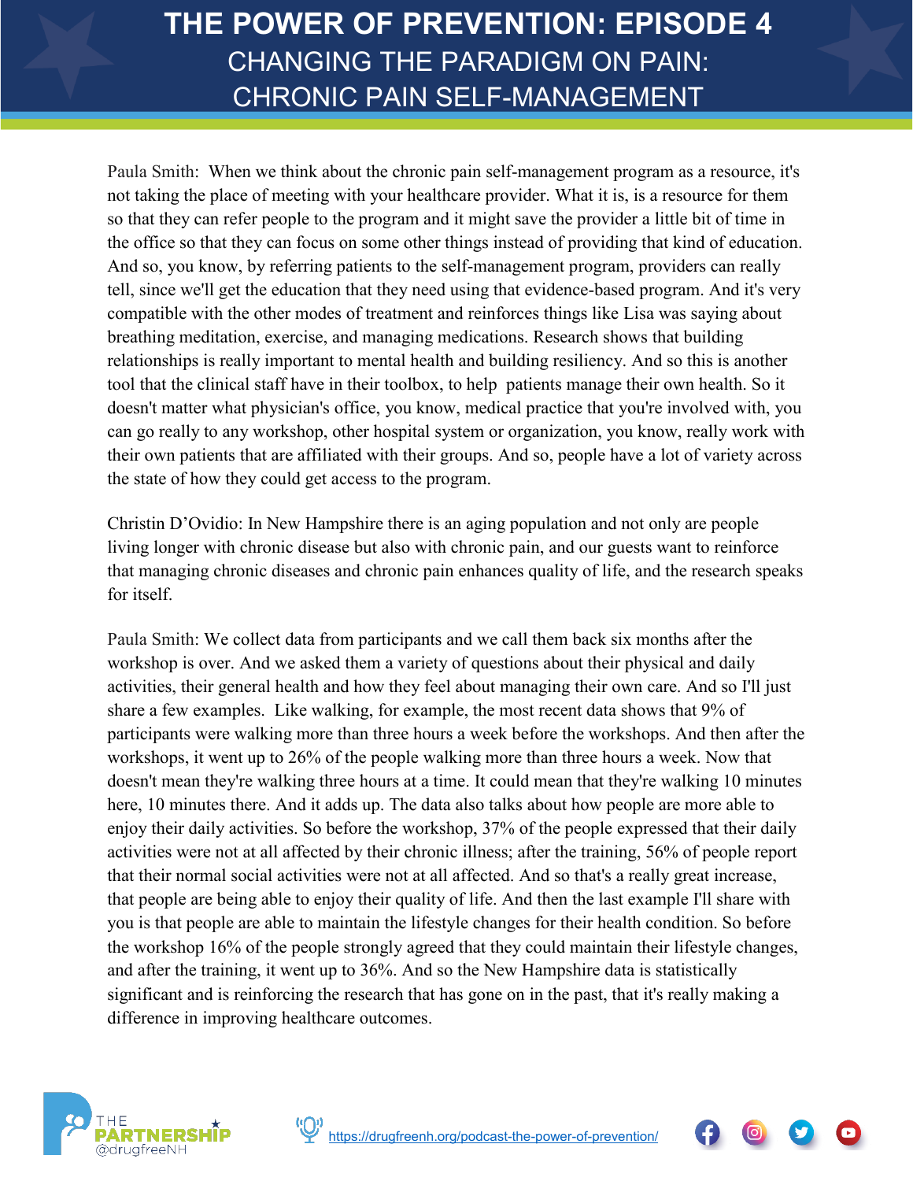Paula Smith: When we think about the chronic pain self-management program as a resource, it's not taking the place of meeting with your healthcare provider. What it is, is a resource for them so that they can refer people to the program and it might save the provider a little bit of time in the office so that they can focus on some other things instead of providing that kind of education. And so, you know, by referring patients to the self-management program, providers can really tell, since we'll get the education that they need using that evidence-based program. And it's very compatible with the other modes of treatment and reinforces things like Lisa was saying about breathing meditation, exercise, and managing medications. Research shows that building relationships is really important to mental health and building resiliency. And so this is another tool that the clinical staff have in their toolbox, to help patients manage their own health. So it doesn't matter what physician's office, you know, medical practice that you're involved with, you can go really to any workshop, other hospital system or organization, you know, really work with their own patients that are affiliated with their groups. And so, people have a lot of variety across the state of how they could get access to the program.

Christin D'Ovidio: In New Hampshire there is an aging population and not only are people living longer with chronic disease but also with chronic pain, and our guests want to reinforce that managing chronic diseases and chronic pain enhances quality of life, and the research speaks for itself.

Paula Smith: We collect data from participants and we call them back six months after the workshop is over. And we asked them a variety of questions about their physical and daily activities, their general health and how they feel about managing their own care. And so I'll just share a few examples. Like walking, for example, the most recent data shows that 9% of participants were walking more than three hours a week before the workshops. And then after the workshops, it went up to 26% of the people walking more than three hours a week. Now that doesn't mean they're walking three hours at a time. It could mean that they're walking 10 minutes here, 10 minutes there. And it adds up. The data also talks about how people are more able to enjoy their daily activities. So before the workshop, 37% of the people expressed that their daily activities were not at all affected by their chronic illness; after the training, 56% of people report that their normal social activities were not at all affected. And so that's a really great increase, that people are being able to enjoy their quality of life. And then the last example I'll share with you is that people are able to maintain the lifestyle changes for their health condition. So before the workshop 16% of the people strongly agreed that they could maintain their lifestyle changes, and after the training, it went up to 36%. And so the New Hampshire data is statistically significant and is reinforcing the research that has gone on in the past, that it's really making a difference in improving healthcare outcomes.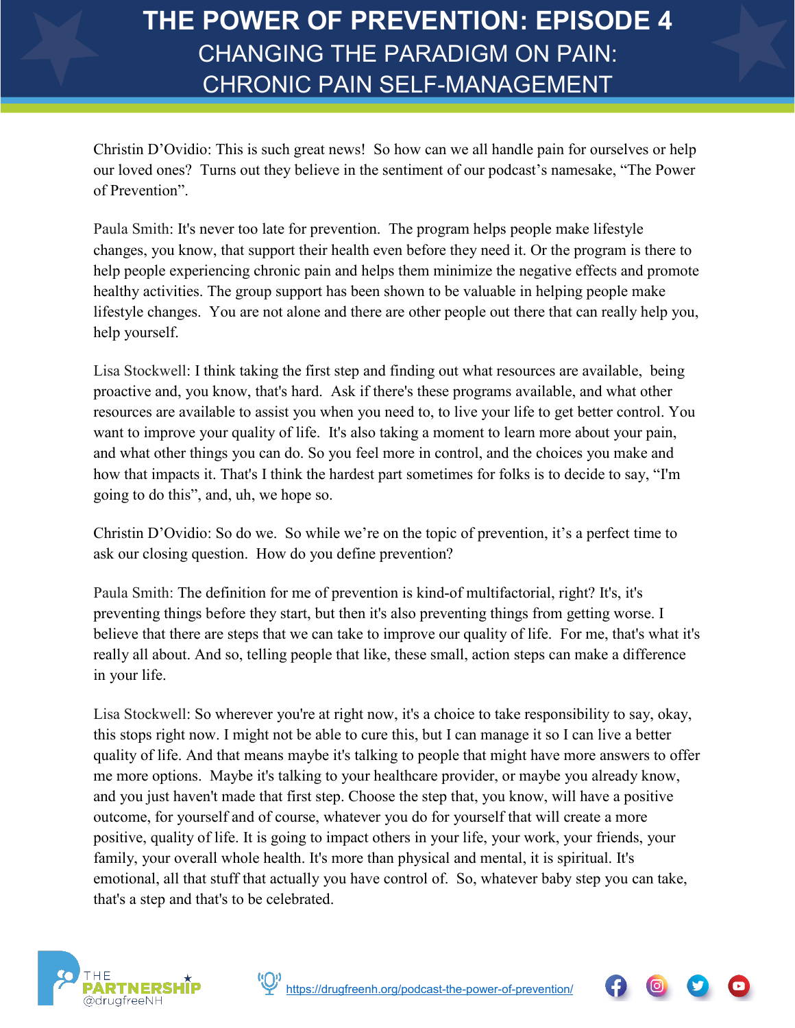Christin D'Ovidio: This is such great news! So how can we all handle pain for ourselves or help our loved ones? Turns out they believe in the sentiment of our podcast's namesake, "The Power of Prevention".

Paula Smith: It's never too late for prevention. The program helps people make lifestyle changes, you know, that support their health even before they need it. Or the program is there to help people experiencing chronic pain and helps them minimize the negative effects and promote healthy activities. The group support has been shown to be valuable in helping people make lifestyle changes. You are not alone and there are other people out there that can really help you, help yourself.

Lisa Stockwell: I think taking the first step and finding out what resources are available, being proactive and, you know, that's hard. Ask if there's these programs available, and what other resources are available to assist you when you need to, to live your life to get better control. You want to improve your quality of life. It's also taking a moment to learn more about your pain, and what other things you can do. So you feel more in control, and the choices you make and how that impacts it. That's I think the hardest part sometimes for folks is to decide to say, "I'm going to do this", and, uh, we hope so.

Christin D'Ovidio: So do we. So while we're on the topic of prevention, it's a perfect time to ask our closing question. How do you define prevention?

Paula Smith: The definition for me of prevention is kind-of multifactorial, right? It's, it's preventing things before they start, but then it's also preventing things from getting worse. I believe that there are steps that we can take to improve our quality of life. For me, that's what it's really all about. And so, telling people that like, these small, action steps can make a difference in your life.

Lisa Stockwell: So wherever you're at right now, it's a choice to take responsibility to say, okay, this stops right now. I might not be able to cure this, but I can manage it so I can live a better quality of life. And that means maybe it's talking to people that might have more answers to offer me more options. Maybe it's talking to your healthcare provider, or maybe you already know, and you just haven't made that first step. Choose the step that, you know, will have a positive outcome, for yourself and of course, whatever you do for yourself that will create a more positive, quality of life. It is going to impact others in your life, your work, your friends, your family, your overall whole health. It's more than physical and mental, it is spiritual. It's emotional, all that stuff that actually you have control of. So, whatever baby step you can take, that's a step and that's to be celebrated.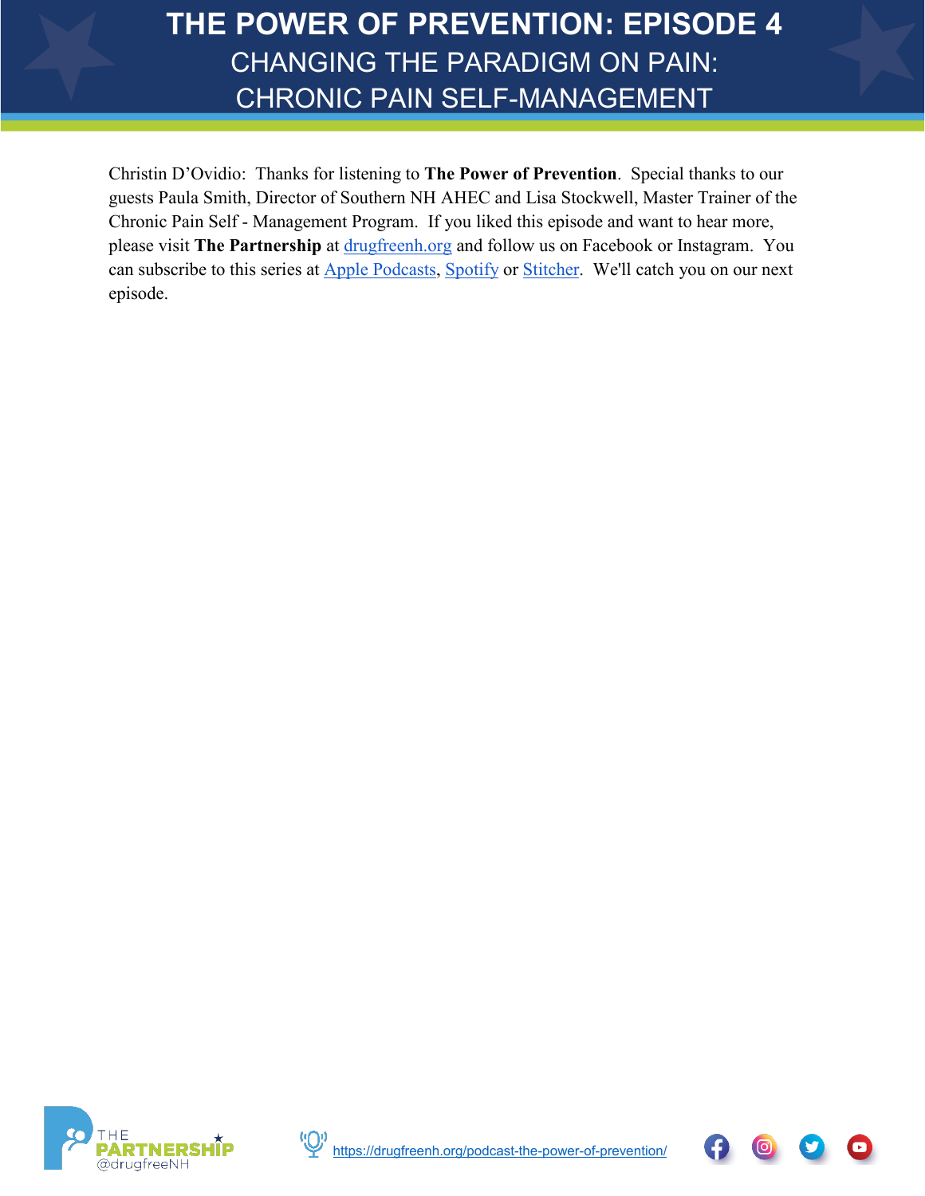Christin D'Ovidio: Thanks for listening to **The Power of Prevention**. Special thanks to our guests Paula Smith, Director of Southern NH AHEC and Lisa Stockwell, Master Trainer of the Chronic Pain Self - Management Program. If you liked this episode and want to hear more, please visit **The Partnership** at [drugfreenh.org](drugfreenh.org) and follow us on Facebook or Instagram. You can subscribe to this series at Apple Podcasts, Spotify or Stitcher. We'll catch you on our next episode.